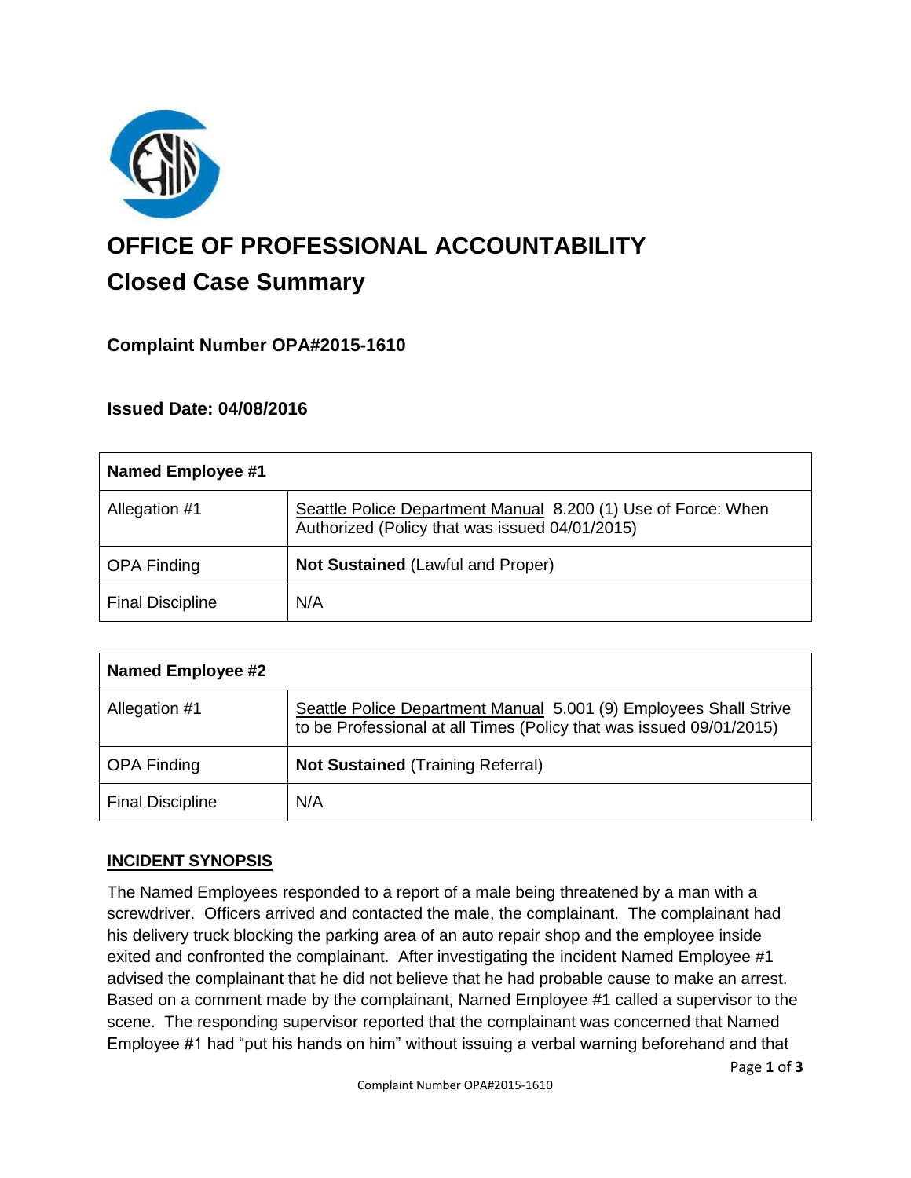# OFFICE OF PROFESSIONAL ACCOUNTABILITY

## Closed Case Summary

### Complaint Number OPA#2015-1610

### Issued Date: 04/08/2016

| **Named Employee #1** | |
|---|---|
| Allegation #1 | Seattle Police Department Manual 8.200 (1) Use of Force: When Authorized (Policy that was issued 04/01/2015) |
| OPA Finding | **Not Sustained** (Lawful and Proper) |
| Final Discipline | N/A |

| **Named Employee #2** | |
|---|---|
| Allegation #1 | Seattle Police Department Manual 5.001 (9) Employees Shall Strive to be Professional at all Times (Policy that was issued 09/01/2015) |
| OPA Finding | **Not Sustained** (Training Referral) |
| Final Discipline | N/A |

## INCIDENT SYNOPSIS

The Named Employees responded to a report of a male being threatened by a man with a screwdriver. Officers arrived and contacted the male, the complainant. The complainant had his delivery truck blocking the parking area of an auto repair shop and the employee inside exited and confronted the complainant. After investigating the incident Named Employee #1 advised the complainant that he did not believe that he had probable cause to make an arrest. Based on a comment made by the complainant, Named Employee #1 called a supervisor to the scene. The responding supervisor reported that the complainant was concerned that Named Employee #1 had "put his hands on him" without issuing a verbal warning beforehand and that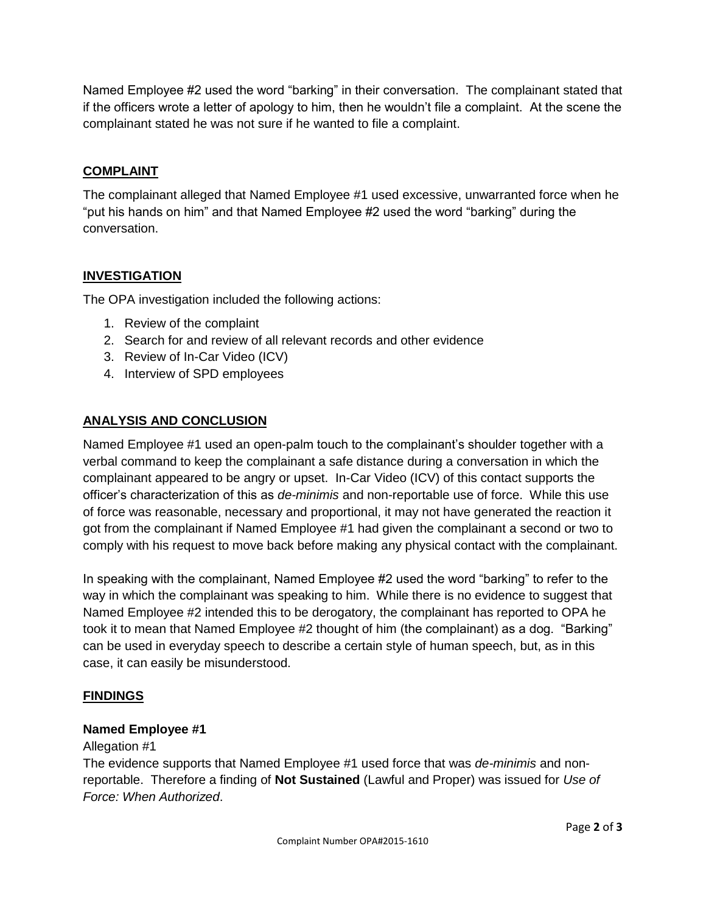Named Employee #2 used the word "barking" in their conversation. The complainant stated that if the officers wrote a letter of apology to him, then he wouldn't file a complaint. At the scene the complainant stated he was not sure if he wanted to file a complaint.

## COMPLAINT

The complainant alleged that Named Employee #1 used excessive, unwarranted force when he "put his hands on him" and that Named Employee #2 used the word "barking" during the conversation.

## INVESTIGATION

The OPA investigation included the following actions:

1. Review of the complaint
2. Search for and review of all relevant records and other evidence
3. Review of In-Car Video (ICV)
4. Interview of SPD employees

## ANALYSIS AND CONCLUSION

Named Employee #1 used an open-palm touch to the complainant's shoulder together with a verbal command to keep the complainant a safe distance during a conversation in which the complainant appeared to be angry or upset. In-Car Video (ICV) of this contact supports the officer's characterization of this as *de-minimis* and non-reportable use of force. While this use of force was reasonable, necessary and proportional, it may not have generated the reaction it got from the complainant if Named Employee #1 had given the complainant a second or two to comply with his request to move back before making any physical contact with the complainant.

In speaking with the complainant, Named Employee #2 used the word "barking" to refer to the way in which the complainant was speaking to him. While there is no evidence to suggest that Named Employee #2 intended this to be derogatory, the complainant has reported to OPA he took it to mean that Named Employee #2 thought of him (the complainant) as a dog. "Barking" can be used in everyday speech to describe a certain style of human speech, but, as in this case, it can easily be misunderstood.

## FINDINGS

**Named Employee #1**

Allegation #1

The evidence supports that Named Employee #1 used force that was *de-minimis* and non-reportable. Therefore a finding of **Not Sustained** (Lawful and Proper) was issued for *Use of Force: When Authorized*.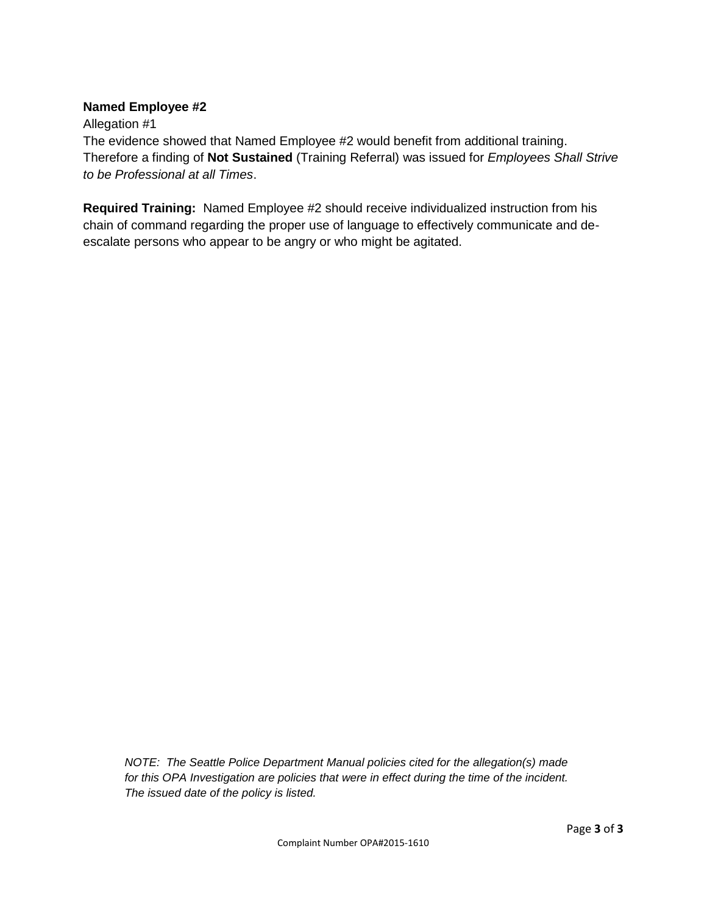**Named Employee #2**

Allegation #1

The evidence showed that Named Employee #2 would benefit from additional training. Therefore a finding of **Not Sustained** (Training Referral) was issued for *Employees Shall Strive to be Professional at all Times*.

**Required Training:** Named Employee #2 should receive individualized instruction from his chain of command regarding the proper use of language to effectively communicate and de-escalate persons who appear to be angry or who might be agitated.

*NOTE: The Seattle Police Department Manual policies cited for the allegation(s) made for this OPA Investigation are policies that were in effect during the time of the incident. The issued date of the policy is listed.*